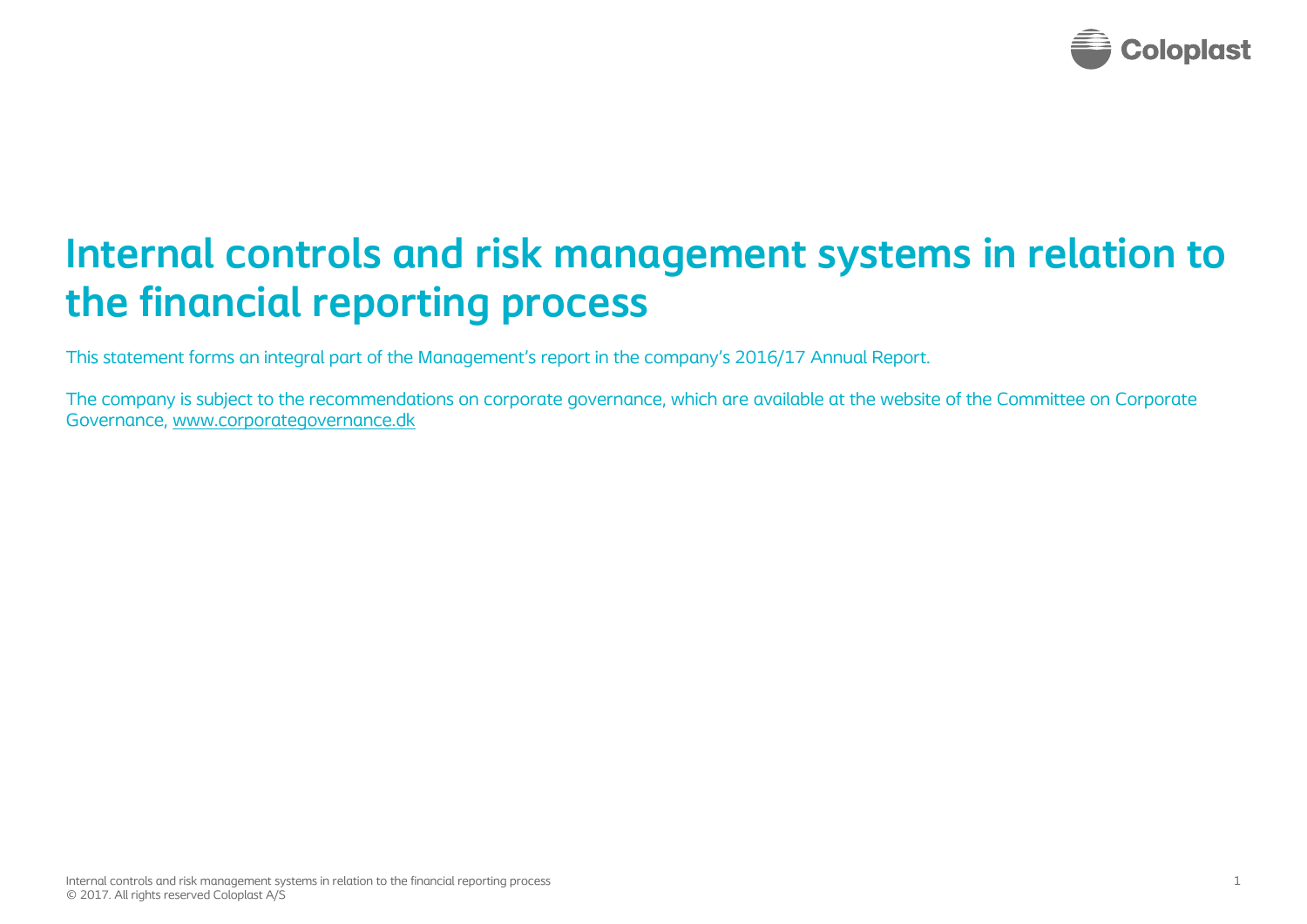# Internal controls and risk management systems in relation to the financial reporting process

This statement forms an integral part of the Management's report in the company's 2016/17 Annual Report.

The company is subject to the recommendations on corporate governance, which are available at the website of the Committee on Corporate Governance, www.corporategovernance.dk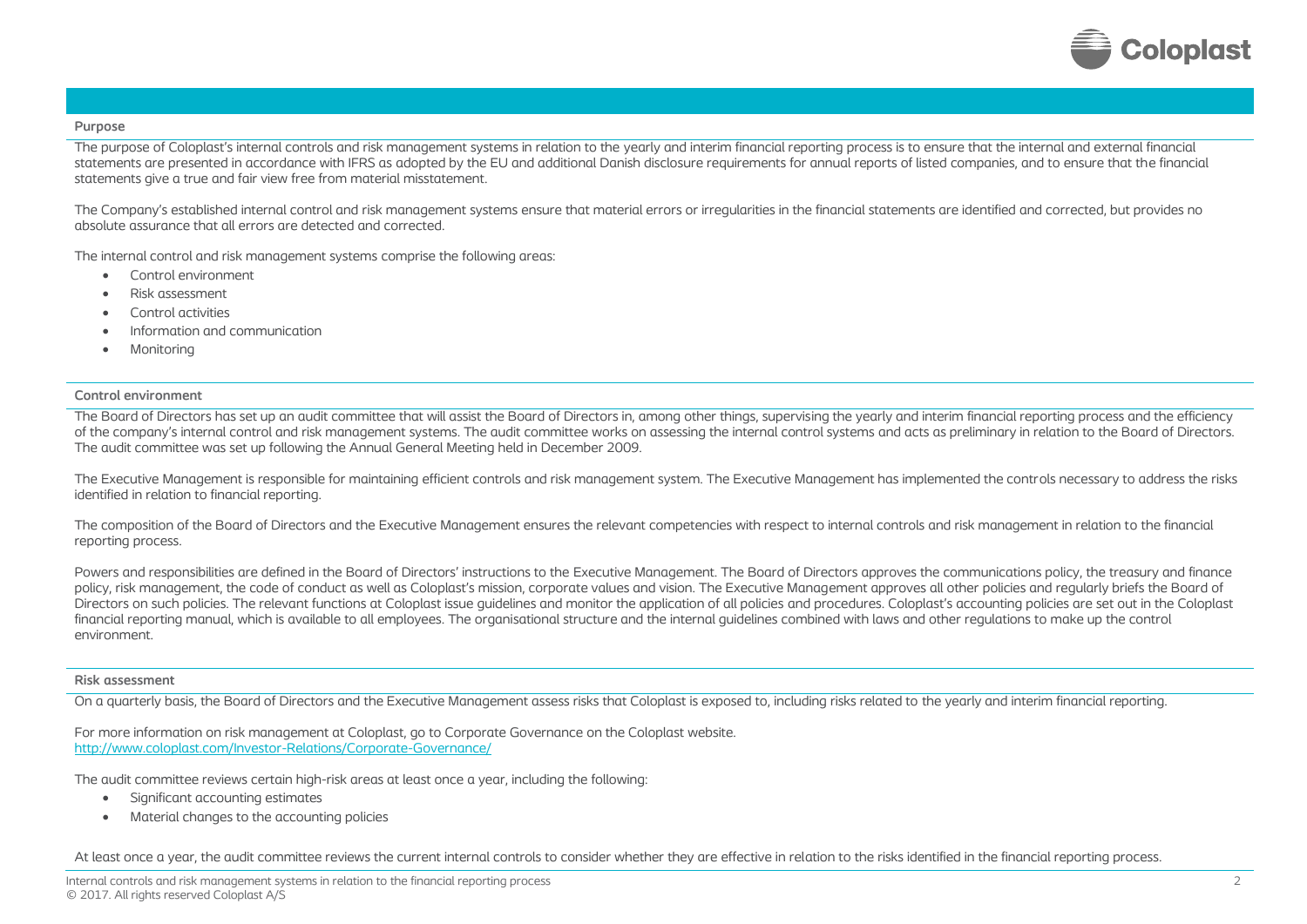## Purpose

The purpose of Coloplast's internal controls and risk management systems in relation to the yearly and interim financial reporting process is to ensure that the internal and external financial statements are presented in accordance with IFRS as adopted by the EU and additional Danish disclosure requirements for annual reports of listed companies, and to ensure that the financial statements give a true and fair view free from material misstatement.

The Company's established internal control and risk management systems ensure that material errors or irregularities in the financial statements are identified and corrected, but provides no absolute assurance that all errors are detected and corrected.

The internal control and risk management systems comprise the following areas:

- Control environment
- Risk assessment
- Control activities
- Information and communication
- Monitoring

## Control environment

The Board of Directors has set up an audit committee that will assist the Board of Directors in, among other things, supervising the yearly and interim financial reporting process and the efficiency of the company's internal control and risk management systems. The audit committee works on assessing the internal control systems and acts as preliminary in relation to the Board of Directors. The audit committee was set up following the Annual General Meeting held in December 2009.

The Executive Management is responsible for maintaining efficient controls and risk management system. The Executive Management has implemented the controls necessary to address the risks identified in relation to financial reporting.

The composition of the Board of Directors and the Executive Management ensures the relevant competencies with respect to internal controls and risk management in relation to the financial reporting process.

Powers and responsibilities are defined in the Board of Directors' instructions to the Executive Management. The Board of Directors approves the communications policy, the treasury and finance policy, risk management, the code of conduct as well as Coloplast's mission, corporate values and vision. The Executive Management approves all other policies and regularly briefs the Board of Directors on such policies. The relevant functions at Coloplast issue guidelines and monitor the application of all policies and procedures. Coloplast's accounting policies are set out in the Coloplast financial reporting manual, which is available to all employees. The organisational structure and the internal guidelines combined with laws and other regulations to make up the control environment.

## Risk assessment

On a quarterly basis, the Board of Directors and the Executive Management assess risks that Coloplast is exposed to, including risks related to the yearly and interim financial reporting.

For more information on risk management at Coloplast, go to Corporate Governance on the Coloplast website.
http://www.coloplast.com/Investor-Relations/Corporate-Governance/

The audit committee reviews certain high-risk areas at least once a year, including the following:

- Significant accounting estimates
- Material changes to the accounting policies

At least once a year, the audit committee reviews the current internal controls to consider whether they are effective in relation to the risks identified in the financial reporting process.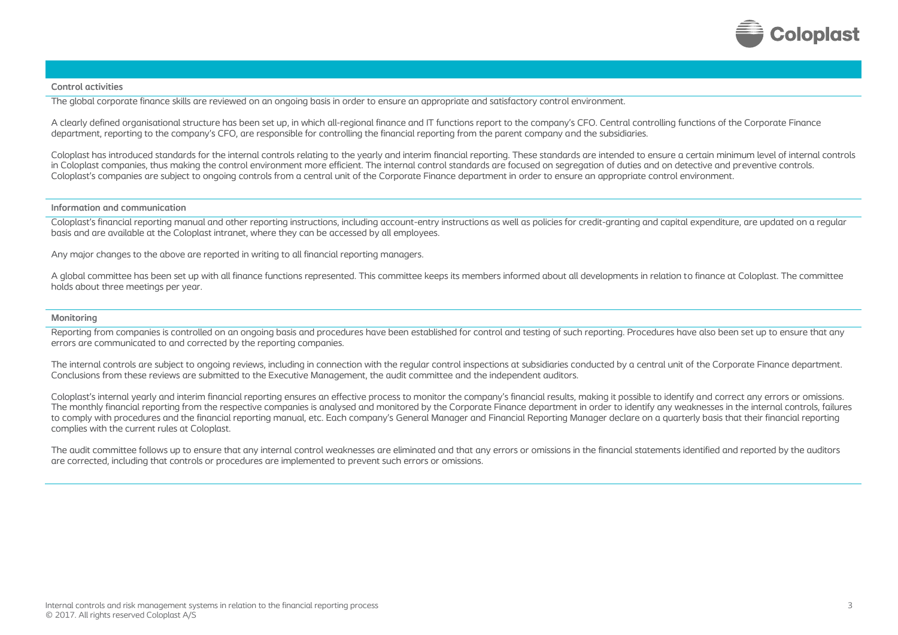### Control activities

The global corporate finance skills are reviewed on an ongoing basis in order to ensure an appropriate and satisfactory control environment.

A clearly defined organisational structure has been set up, in which all-regional finance and IT functions report to the company's CFO. Central controlling functions of the Corporate Finance department, reporting to the company's CFO, are responsible for controlling the financial reporting from the parent company and the subsidiaries.

Coloplast has introduced standards for the internal controls relating to the yearly and interim financial reporting. These standards are intended to ensure a certain minimum level of internal controls in Coloplast companies, thus making the control environment more efficient. The internal control standards are focused on segregation of duties and on detective and preventive controls. Coloplast's companies are subject to ongoing controls from a central unit of the Corporate Finance department in order to ensure an appropriate control environment.

### Information and communication

Coloplast's financial reporting manual and other reporting instructions, including account-entry instructions as well as policies for credit-granting and capital expenditure, are updated on a regular basis and are available at the Coloplast intranet, where they can be accessed by all employees.

Any major changes to the above are reported in writing to all financial reporting managers.

A global committee has been set up with all finance functions represented. This committee keeps its members informed about all developments in relation to finance at Coloplast. The committee holds about three meetings per year.

### Monitoring

Reporting from companies is controlled on an ongoing basis and procedures have been established for control and testing of such reporting. Procedures have also been set up to ensure that any errors are communicated to and corrected by the reporting companies.

The internal controls are subject to ongoing reviews, including in connection with the regular control inspections at subsidiaries conducted by a central unit of the Corporate Finance department. Conclusions from these reviews are submitted to the Executive Management, the audit committee and the independent auditors.

Coloplast's internal yearly and interim financial reporting ensures an effective process to monitor the company's financial results, making it possible to identify and correct any errors or omissions. The monthly financial reporting from the respective companies is analysed and monitored by the Corporate Finance department in order to identify any weaknesses in the internal controls, failures to comply with procedures and the financial reporting manual, etc. Each company's General Manager and Financial Reporting Manager declare on a quarterly basis that their financial reporting complies with the current rules at Coloplast.

The audit committee follows up to ensure that any internal control weaknesses are eliminated and that any errors or omissions in the financial statements identified and reported by the auditors are corrected, including that controls or procedures are implemented to prevent such errors or omissions.